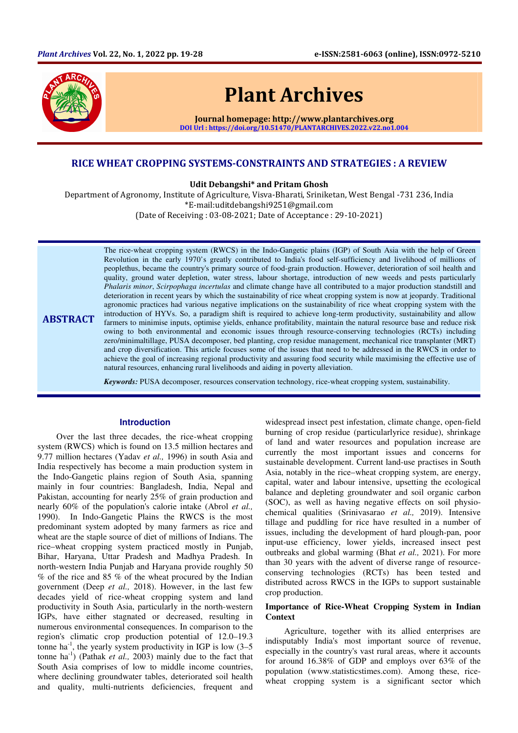# RICE WHEAT CROPPING SYSTEMS-CONSTRAINTS AND STRATEGIES : A REVIEW

**Udit Debangshi* and Pritam Ghosh**

Department of Agronomy, Institute of Agriculture, Visva-Bharati, Sriniketan, West Bengal -731 236, India

*E-mail:uditdebangshi9251@gmail.com

(Date of Receiving : 03-08-2021; Date of Acceptance : 29-10-2021)

## ABSTRACT

The rice-wheat cropping system (RWCS) in the Indo-Gangetic plains (IGP) of South Asia with the help of Green Revolution in the early 1970's greatly contributed to India's food self-sufficiency and livelihood of millions of peoplethus, became the country's primary source of food-grain production. However, deterioration of soil health and quality, ground water depletion, water stress, labour shortage, introduction of new weeds and pests particularly *Phalaris minor*, *Scirpophaga incertulas* and climate change have all contributed to a major production standstill and deterioration in recent years by which the sustainability of rice wheat cropping system is now at jeopardy. Traditional agronomic practices had various negative implications on the sustainability of rice wheat cropping system with the introduction of HYVs. So, a paradigm shift is required to achieve long-term productivity, sustainability and allow farmers to minimise inputs, optimise yields, enhance profitability, maintain the natural resource base and reduce risk owing to both environmental and economic issues through resource-conserving technologies (RCTs) including zero/minimaltillage, PUSA decomposer, bed planting, crop residue management, mechanical rice transplanter (MRT) and crop diversification. This article focuses some of the issues that need to be addressed in the RWCS in order to achieve the goal of increasing regional productivity and assuring food security while maximising the effective use of natural resources, enhancing rural livelihoods and aiding in poverty alleviation.

***Keywords:*** PUSA decomposer, resources conservation technology, rice-wheat cropping system, sustainability.

## Introduction

Over the last three decades, the rice-wheat cropping system (RWCS) which is found on 13.5 million hectares and 9.77 million hectares (Yadav *et al.,* 1996) in south Asia and India respectively has become a main production system in the Indo-Gangetic plains region of South Asia, spanning mainly in four countries: Bangladesh, India, Nepal and Pakistan, accounting for nearly 25% of grain production and nearly 60% of the population's calorie intake (Abrol *et al.,* 1990). In Indo-Gangetic Plains the RWCS is the most predominant system adopted by many farmers as rice and wheat are the staple source of diet of millions of Indians. The rice–wheat cropping system practiced mostly in Punjab, Bihar, Haryana, Uttar Pradesh and Madhya Pradesh. In north-western India Punjab and Haryana provide roughly 50 % of the rice and 85 % of the wheat procured by the Indian government (Deep *et al.,* 2018). However, in the last few decades yield of rice-wheat cropping system and land productivity in South Asia, particularly in the north-western IGPs, have either stagnated or decreased, resulting in numerous environmental consequences. In comparison to the region's climatic crop production potential of 12.0–19.3 tonne $ha^{-1}$, the yearly system productivity in IGP is low (3–5 tonne $ha^{-1}$) (Pathak *et al.,* 2003) mainly due to the fact that South Asia comprises of low to middle income countries, where declining groundwater tables, deteriorated soil health and quality, multi-nutrients deficiencies, frequent and widespread insect pest infestation, climate change, open-field burning of crop residue (particularlyrice residue), shrinkage of land and water resources and population increase are currently the most important issues and concerns for sustainable development. Current land-use practises in South Asia, notably in the rice–wheat cropping system, are energy, capital, water and labour intensive, upsetting the ecological balance and depleting groundwater and soil organic carbon (SOC), as well as having negative effects on soil physio-chemical qualities (Srinivasarao *et al.,* 2019). Intensive tillage and puddling for rice have resulted in a number of issues, including the development of hard plough-pan, poor input-use efficiency, lower yields, increased insect pest outbreaks and global warming (Bhat *et al.,* 2021). For more than 30 years with the advent of diverse range of resource-conserving technologies (RCTs) has been tested and distributed across RWCS in the IGPs to support sustainable crop production.

### Importance of Rice-Wheat Cropping System in Indian Context

Agriculture, together with its allied enterprises are indisputably India's most important source of revenue, especially in the country's vast rural areas, where it accounts for around 16.38% of GDP and employs over 63% of the population (www.statisticstimes.com). Among these, rice-wheat cropping system is a significant sector which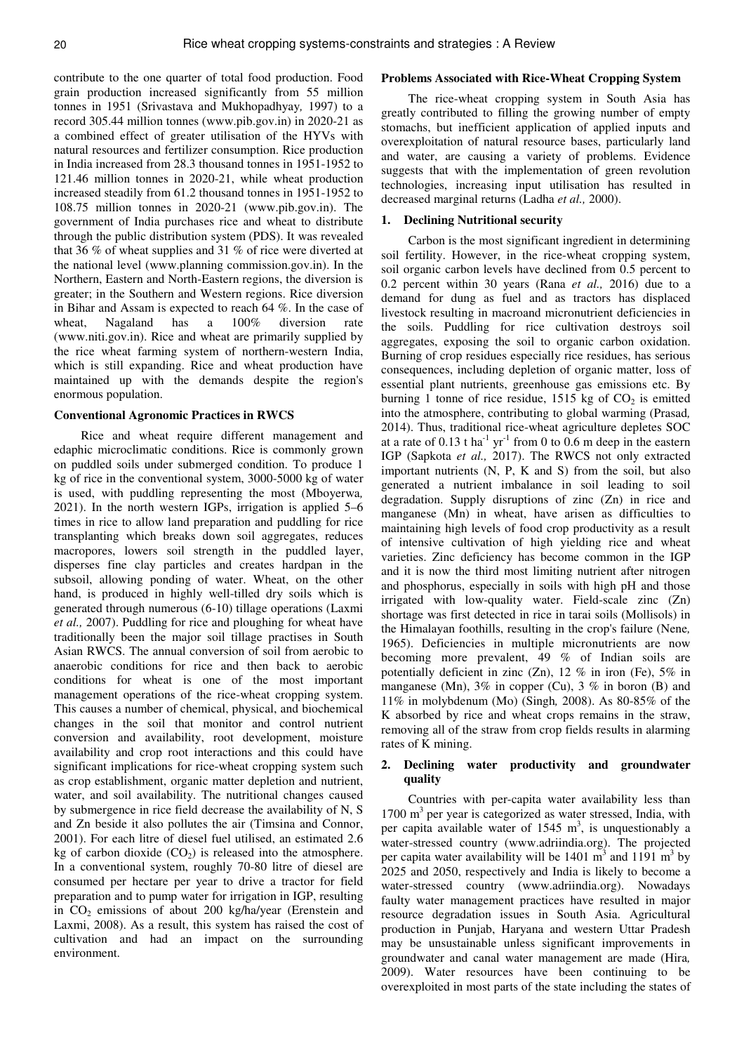contribute to the one quarter of total food production. Food grain production increased significantly from 55 million tonnes in 1951 (Srivastava and Mukhopadhyay*,* 1997) to a record 305.44 million tonnes (www.pib.gov.in) in 2020-21 as a combined effect of greater utilisation of the HYVs with natural resources and fertilizer consumption. Rice production in India increased from 28.3 thousand tonnes in 1951-1952 to 121.46 million tonnes in 2020-21, while wheat production increased steadily from 61.2 thousand tonnes in 1951-1952 to 108.75 million tonnes in 2020-21 (www.pib.gov.in). The government of India purchases rice and wheat to distribute through the public distribution system (PDS). It was revealed that 36 % of wheat supplies and 31 % of rice were diverted at the national level (www.planning commission.gov.in). In the Northern, Eastern and North-Eastern regions, the diversion is greater; in the Southern and Western regions. Rice diversion in Bihar and Assam is expected to reach 64 %. In the case of wheat, Nagaland has a 100% diversion rate (www.niti.gov.in). Rice and wheat are primarily supplied by the rice wheat farming system of northern-western India, which is still expanding. Rice and wheat production have maintained up with the demands despite the region's enormous population.

### Conventional Agronomic Practices in RWCS

Rice and wheat require different management and edaphic microclimatic conditions. Rice is commonly grown on puddled soils under submerged condition. To produce 1 kg of rice in the conventional system, 3000-5000 kg of water is used, with puddling representing the most (Mboyerwa*,* 2021). In the north western IGPs, irrigation is applied 5–6 times in rice to allow land preparation and puddling for rice transplanting which breaks down soil aggregates, reduces macropores, lowers soil strength in the puddled layer, disperses fine clay particles and creates hardpan in the subsoil, allowing ponding of water. Wheat, on the other hand, is produced in highly well-tilled dry soils which is generated through numerous (6-10) tillage operations (Laxmi *et al.,* 2007). Puddling for rice and ploughing for wheat have traditionally been the major soil tillage practises in South Asian RWCS. The annual conversion of soil from aerobic to anaerobic conditions for rice and then back to aerobic conditions for wheat is one of the most important management operations of the rice-wheat cropping system. This causes a number of chemical, physical, and biochemical changes in the soil that monitor and control nutrient conversion and availability, root development, moisture availability and crop root interactions and this could have significant implications for rice-wheat cropping system such as crop establishment, organic matter depletion and nutrient, water, and soil availability. The nutritional changes caused by submergence in rice field decrease the availability of N, S and Zn beside it also pollutes the air (Timsina and Connor, 2001). For each litre of diesel fuel utilised, an estimated 2.6 kg of carbon dioxide ($CO_2$) is released into the atmosphere. In a conventional system, roughly 70-80 litre of diesel are consumed per hectare per year to drive a tractor for field preparation and to pump water for irrigation in IGP, resulting in $CO_2$ emissions of about 200 kg/ha/year (Erenstein and Laxmi, 2008). As a result, this system has raised the cost of cultivation and had an impact on the surrounding environment.

### Problems Associated with Rice-Wheat Cropping System

The rice-wheat cropping system in South Asia has greatly contributed to filling the growing number of empty stomachs, but inefficient application of applied inputs and overexploitation of natural resource bases, particularly land and water, are causing a variety of problems. Evidence suggests that with the implementation of green revolution technologies, increasing input utilisation has resulted in decreased marginal returns (Ladha *et al.,* 2000).

#### 1. Declining Nutritional security

Carbon is the most significant ingredient in determining soil fertility. However, in the rice-wheat cropping system, soil organic carbon levels have declined from 0.5 percent to 0.2 percent within 30 years (Rana *et al.,* 2016) due to a demand for dung as fuel and as tractors has displaced livestock resulting in macroand micronutrient deficiencies in the soils. Puddling for rice cultivation destroys soil aggregates, exposing the soil to organic carbon oxidation. Burning of crop residues especially rice residues, has serious consequences, including depletion of organic matter, loss of essential plant nutrients, greenhouse gas emissions etc. By burning 1 tonne of rice residue, 1515 kg of $CO_2$ is emitted into the atmosphere, contributing to global warming (Prasad*,* 2014). Thus, traditional rice-wheat agriculture depletes SOC at a rate of 0.13 t $ha^{-1}$ $yr^{-1}$ from 0 to 0.6 m deep in the eastern IGP (Sapkota *et al.,* 2017). The RWCS not only extracted important nutrients (N, P, K and S) from the soil, but also generated a nutrient imbalance in soil leading to soil degradation. Supply disruptions of zinc (Zn) in rice and manganese (Mn) in wheat, have arisen as difficulties to maintaining high levels of food crop productivity as a result of intensive cultivation of high yielding rice and wheat varieties. Zinc deficiency has become common in the IGP and it is now the third most limiting nutrient after nitrogen and phosphorus, especially in soils with high pH and those irrigated with low-quality water. Field-scale zinc (Zn) shortage was first detected in rice in tarai soils (Mollisols) in the Himalayan foothills, resulting in the crop's failure (Nene*,* 1965). Deficiencies in multiple micronutrients are now becoming more prevalent, 49 % of Indian soils are potentially deficient in zinc (Zn), 12 % in iron (Fe), 5% in manganese (Mn), 3% in copper (Cu), 3 % in boron (B) and 11% in molybdenum (Mo) (Singh*,* 2008). As 80-85% of the K absorbed by rice and wheat crops remains in the straw, removing all of the straw from crop fields results in alarming rates of K mining.

#### 2. Declining water productivity and groundwater quality

Countries with per-capita water availability less than 1700 $m^3$ per year is categorized as water stressed, India, with per capita available water of 1545 $m^3$, is unquestionably a water-stressed country (www.adriindia.org). The projected per capita water availability will be 1401 $m^3$ and 1191 $m^3$ by 2025 and 2050, respectively and India is likely to become a water-stressed country (www.adriindia.org). Nowadays faulty water management practices have resulted in major resource degradation issues in South Asia. Agricultural production in Punjab, Haryana and western Uttar Pradesh may be unsustainable unless significant improvements in groundwater and canal water management are made (Hira*,* 2009). Water resources have been continuing to be overexploited in most parts of the state including the states of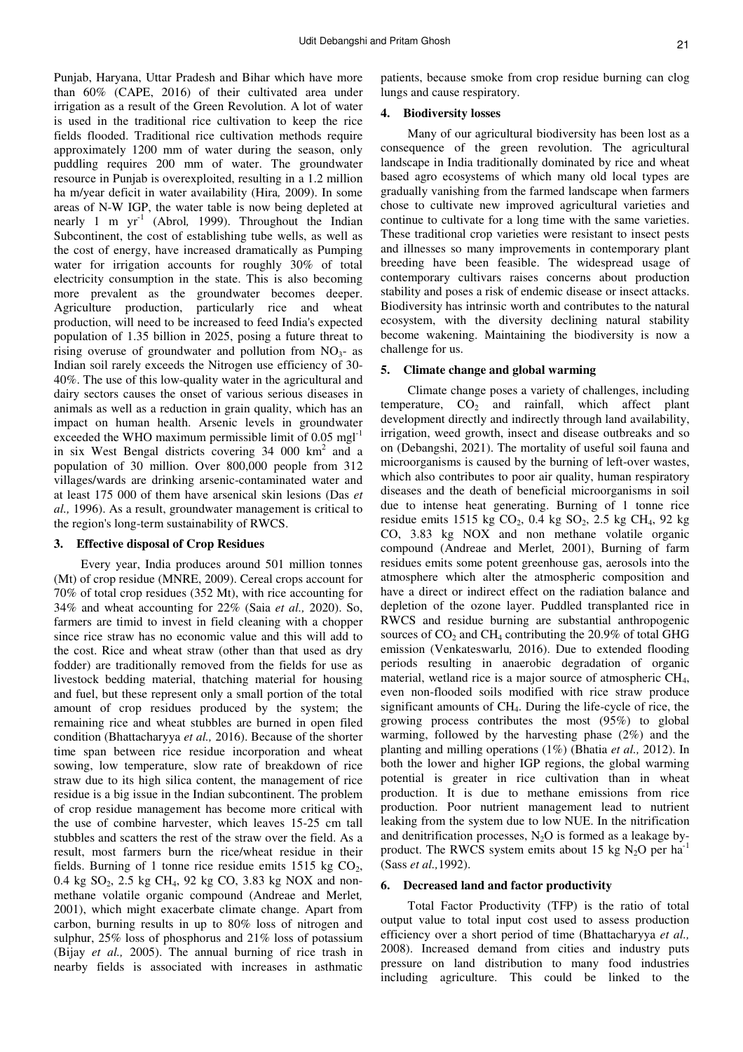Punjab, Haryana, Uttar Pradesh and Bihar which have more than 60% (CAPE, 2016) of their cultivated area under irrigation as a result of the Green Revolution. A lot of water is used in the traditional rice cultivation to keep the rice fields flooded. Traditional rice cultivation methods require approximately 1200 mm of water during the season, only puddling requires 200 mm of water. The groundwater resource in Punjab is overexploited, resulting in a 1.2 million ha m/year deficit in water availability (Hira*,* 2009). In some areas of N-W IGP, the water table is now being depleted at nearly 1 m $yr^{-1}$ (Abrol*,* 1999). Throughout the Indian Subcontinent, the cost of establishing tube wells, as well as the cost of energy, have increased dramatically as Pumping water for irrigation accounts for roughly 30% of total electricity consumption in the state. This is also becoming more prevalent as the groundwater becomes deeper. Agriculture production, particularly rice and wheat production, will need to be increased to feed India's expected population of 1.35 billion in 2025, posing a future threat to rising overuse of groundwater and pollution from $NO_3$- as Indian soil rarely exceeds the Nitrogen use efficiency of 30-40%. The use of this low-quality water in the agricultural and dairy sectors causes the onset of various serious diseases in animals as well as a reduction in grain quality, which has an impact on human health. Arsenic levels in groundwater exceeded the WHO maximum permissible limit of 0.05 $mgl^{-1}$ in six West Bengal districts covering 34 000 $km^2$ and a population of 30 million. Over 800,000 people from 312 villages/wards are drinking arsenic-contaminated water and at least 175 000 of them have arsenical skin lesions (Das *et al.,* 1996). As a result, groundwater management is critical to the region's long-term sustainability of RWCS.

### 3. Effective disposal of Crop Residues

Every year, India produces around 501 million tonnes (Mt) of crop residue (MNRE, 2009). Cereal crops account for 70% of total crop residues (352 Mt), with rice accounting for 34% and wheat accounting for 22% (Saia *et al.,* 2020). So, farmers are timid to invest in field cleaning with a chopper since rice straw has no economic value and this will add to the cost. Rice and wheat straw (other than that used as dry fodder) are traditionally removed from the fields for use as livestock bedding material, thatching material for housing and fuel, but these represent only a small portion of the total amount of crop residues produced by the system; the remaining rice and wheat stubbles are burned in open filed condition (Bhattacharyya *et al.,* 2016). Because of the shorter time span between rice residue incorporation and wheat sowing, low temperature, slow rate of breakdown of rice straw due to its high silica content, the management of rice residue is a big issue in the Indian subcontinent. The problem of crop residue management has become more critical with the use of combine harvester, which leaves 15-25 cm tall stubbles and scatters the rest of the straw over the field. As a result, most farmers burn the rice/wheat residue in their fields. Burning of 1 tonne rice residue emits 1515 kg $CO_2$, 0.4 kg $SO_2$, 2.5 kg $CH_4$, 92 kg CO, 3.83 kg NOX and non-methane volatile organic compound (Andreae and Merlet*,* 2001), which might exacerbate climate change. Apart from carbon, burning results in up to 80% loss of nitrogen and sulphur, 25% loss of phosphorus and 21% loss of potassium (Bijay *et al.,* 2005). The annual burning of rice trash in nearby fields is associated with increases in asthmatic patients, because smoke from crop residue burning can clog lungs and cause respiratory.

### 4. Biodiversity losses

Many of our agricultural biodiversity has been lost as a consequence of the green revolution. The agricultural landscape in India traditionally dominated by rice and wheat based agro ecosystems of which many old local types are gradually vanishing from the farmed landscape when farmers chose to cultivate new improved agricultural varieties and continue to cultivate for a long time with the same varieties. These traditional crop varieties were resistant to insect pests and illnesses so many improvements in contemporary plant breeding have been feasible. The widespread usage of contemporary cultivars raises concerns about production stability and poses a risk of endemic disease or insect attacks. Biodiversity has intrinsic worth and contributes to the natural ecosystem, with the diversity declining natural stability become wakening. Maintaining the biodiversity is now a challenge for us.

### 5. Climate change and global warming

Climate change poses a variety of challenges, including temperature, $CO_2$ and rainfall, which affect plant development directly and indirectly through land availability, irrigation, weed growth, insect and disease outbreaks and so on (Debangshi, 2021). The mortality of useful soil fauna and microorganisms is caused by the burning of left-over wastes, which also contributes to poor air quality, human respiratory diseases and the death of beneficial microorganisms in soil due to intense heat generating. Burning of 1 tonne rice residue emits 1515 kg $CO_2$, 0.4 kg $SO_2$, 2.5 kg $CH_4$, 92 kg CO, 3.83 kg NOX and non methane volatile organic compound (Andreae and Merlet*,* 2001), Burning of farm residues emits some potent greenhouse gas, aerosols into the atmosphere which alter the atmospheric composition and have a direct or indirect effect on the radiation balance and depletion of the ozone layer. Puddled transplanted rice in RWCS and residue burning are substantial anthropogenic sources of $CO_2$ and $CH_4$ contributing the 20.9% of total GHG emission (Venkateswarlu*,* 2016). Due to extended flooding periods resulting in anaerobic degradation of organic material, wetland rice is a major source of atmospheric $CH_4$, even non-flooded soils modified with rice straw produce significant amounts of $CH_4$. During the life-cycle of rice, the growing process contributes the most (95%) to global warming, followed by the harvesting phase (2%) and the planting and milling operations (1%) (Bhatia *et al.,* 2012). In both the lower and higher IGP regions, the global warming potential is greater in rice cultivation than in wheat production. It is due to methane emissions from rice production. Poor nutrient management lead to nutrient leaking from the system due to low NUE. In the nitrification and denitrification processes, $N_2O$ is formed as a leakage by-product. The RWCS system emits about 15 kg $N_2O$ per $ha^{-1}$ (Sass *et al.,*1992).

### 6. Decreased land and factor productivity

Total Factor Productivity (TFP) is the ratio of total output value to total input cost used to assess production efficiency over a short period of time (Bhattacharyya *et al.,* 2008). Increased demand from cities and industry puts pressure on land distribution to many food industries including agriculture. This could be linked to the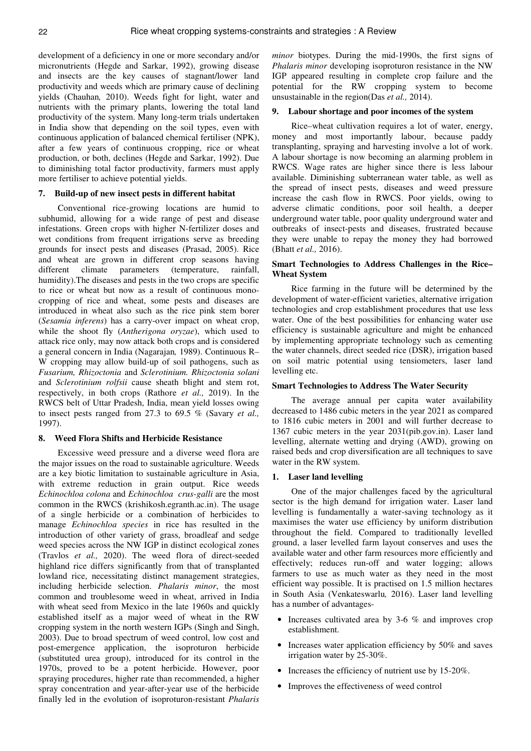development of a deficiency in one or more secondary and/or micronutrients (Hegde and Sarkar, 1992), growing disease and insects are the key causes of stagnant/lower land productivity and weeds which are primary cause of declining yields (Chauhan*,* 2010). Weeds fight for light, water and nutrients with the primary plants, lowering the total land productivity of the system. Many long-term trials undertaken in India show that depending on the soil types, even with continuous application of balanced chemical fertiliser (NPK), after a few years of continuous cropping, rice or wheat production, or both, declines (Hegde and Sarkar, 1992). Due to diminishing total factor productivity, farmers must apply more fertiliser to achieve potential yields.

### 7. Build-up of new insect pests in different habitat

Conventional rice-growing locations are humid to subhumid, allowing for a wide range of pest and disease infestations. Green crops with higher N-fertilizer doses and wet conditions from frequent irrigations serve as breeding grounds for insect pests and diseases (Prasad, 2005). Rice and wheat are grown in different crop seasons having different climate parameters (temperature, rainfall, humidity).The diseases and pests in the two crops are specific to rice or wheat but now as a result of continuous mono-cropping of rice and wheat, some pests and diseases are introduced in wheat also such as the rice pink stem borer (*Sesamia inferens*) has a carry-over impact on wheat crop, while the shoot fly (*Antherigona oryzae*), which used to attack rice only, may now attack both crops and is considered a general concern in India (Nagarajan*,* 1989). Continuous R–W cropping may allow build-up of soil pathogens, such as *Fusarium, Rhizoctonia* and *Sclerotinium. Rhizoctonia solani* and *Sclerotinium rolfsii* cause sheath blight and stem rot, respectively, in both crops (Rathore *et al.,* 2019). In the RWCS belt of Uttar Pradesh, India, mean yield losses owing to insect pests ranged from 27.3 to 69.5 % (Savary *et al.,* 1997).

### 8. Weed Flora Shifts and Herbicide Resistance

Excessive weed pressure and a diverse weed flora are the major issues on the road to sustainable agriculture. Weeds are a key biotic limitation to sustainable agriculture in Asia, with extreme reduction in grain output. Rice weeds *Echinochloa colona* and *Echinochloa crus-galli* are the most common in the RWCS (krishikosh.egranth.ac.in). The usage of a single herbicide or a combination of herbicides to manage *Echinochloa species* in rice has resulted in the introduction of other variety of grass, broadleaf and sedge weed species across the NW IGP in distinct ecological zones (Travlos *et al.,* 2020). The weed flora of direct-seeded highland rice differs significantly from that of transplanted lowland rice, necessitating distinct management strategies, including herbicide selection. *Phalaris minor*, the most common and troublesome weed in wheat, arrived in India with wheat seed from Mexico in the late 1960s and quickly established itself as a major weed of wheat in the RW cropping system in the north western IGPs (Singh and Singh, 2003). Due to broad spectrum of weed control, low cost and post-emergence application, the isoproturon herbicide (substituted urea group), introduced for its control in the 1970s, proved to be a potent herbicide. However, poor spraying procedures, higher rate than recommended, a higher spray concentration and year-after-year use of the herbicide finally led in the evolution of isoproturon-resistant *Phalaris minor* biotypes. During the mid-1990s, the first signs of *Phalaris minor* developing isoproturon resistance in the NW IGP appeared resulting in complete crop failure and the potential for the RW cropping system to become unsustainable in the region(Das *et al.,* 2014).

### 9. Labour shortage and poor incomes of the system

Rice–wheat cultivation requires a lot of water, energy, money and most importantly labour, because paddy transplanting, spraying and harvesting involve a lot of work. A labour shortage is now becoming an alarming problem in RWCS. Wage rates are higher since there is less labour available. Diminishing subterranean water table, as well as the spread of insect pests, diseases and weed pressure increase the cash flow in RWCS. Poor yields, owing to adverse climatic conditions, poor soil health, a deeper underground water table, poor quality underground water and outbreaks of insect-pests and diseases, frustrated because they were unable to repay the money they had borrowed (Bhatt *et al.,* 2016).

## Smart Technologies to Address Challenges in the Rice–Wheat System

Rice farming in the future will be determined by the development of water-efficient varieties, alternative irrigation technologies and crop establishment procedures that use less water. One of the best possibilities for enhancing water use efficiency is sustainable agriculture and might be enhanced by implementing appropriate technology such as cementing the water channels, direct seeded rice (DSR), irrigation based on soil matric potential using tensiometers, laser land levelling etc.

## Smart Technologies to Address The Water Security

The average annual per capita water availability decreased to 1486 cubic meters in the year 2021 as compared to 1816 cubic meters in 2001 and will further decrease to 1367 cubic meters in the year 2031(pib.gov.in). Laser land levelling, alternate wetting and drying (AWD), growing on raised beds and crop diversification are all techniques to save water in the RW system.

### 1. Laser land levelling

One of the major challenges faced by the agricultural sector is the high demand for irrigation water. Laser land levelling is fundamentally a water-saving technology as it maximises the water use efficiency by uniform distribution throughout the field. Compared to traditionally levelled ground, a laser levelled farm layout conserves and uses the available water and other farm resources more efficiently and effectively; reduces run-off and water logging; allows farmers to use as much water as they need in the most efficient way possible. It is practised on 1.5 million hectares in South Asia (Venkateswarlu*,* 2016). Laser land levelling has a number of advantages-

- Increases cultivated area by 3-6 % and improves crop establishment.
- Increases water application efficiency by 50% and saves irrigation water by 25-30%.
- Increases the efficiency of nutrient use by 15-20%.
- Improves the effectiveness of weed control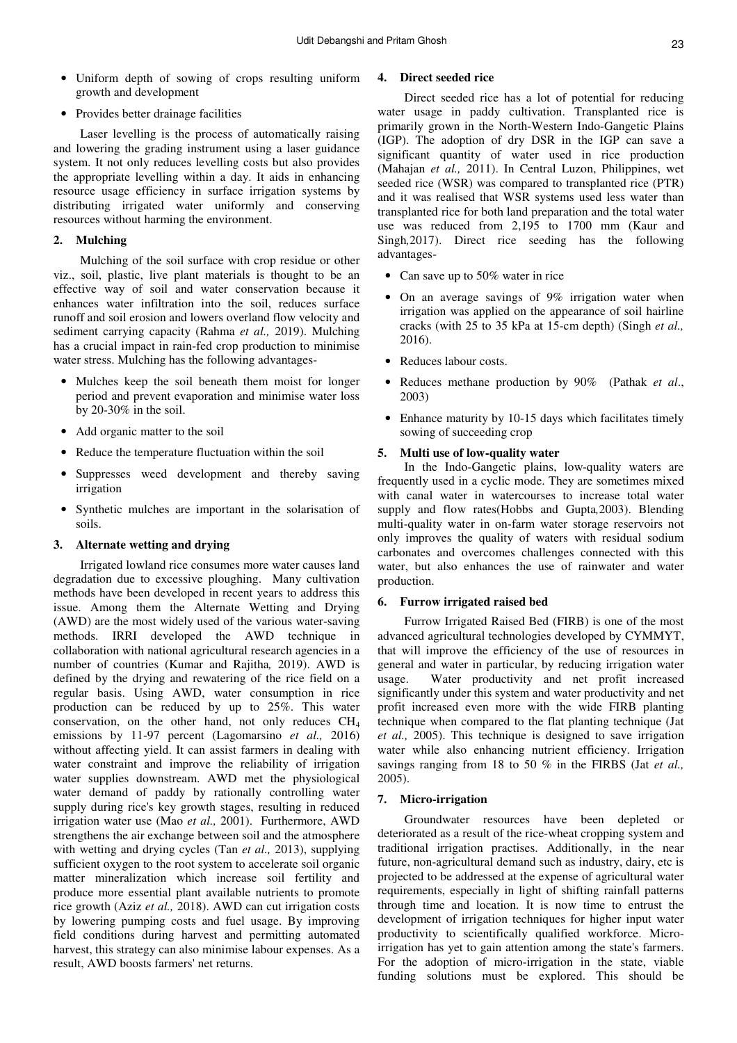- Uniform depth of sowing of crops resulting uniform growth and development
- Provides better drainage facilities

Laser levelling is the process of automatically raising and lowering the grading instrument using a laser guidance system. It not only reduces levelling costs but also provides the appropriate levelling within a day. It aids in enhancing resource usage efficiency in surface irrigation systems by distributing irrigated water uniformly and conserving resources without harming the environment.

### 2. Mulching

Mulching of the soil surface with crop residue or other viz., soil, plastic, live plant materials is thought to be an effective way of soil and water conservation because it enhances water infiltration into the soil, reduces surface runoff and soil erosion and lowers overland flow velocity and sediment carrying capacity (Rahma *et al.,* 2019). Mulching has a crucial impact in rain-fed crop production to minimise water stress. Mulching has the following advantages-

- Mulches keep the soil beneath them moist for longer period and prevent evaporation and minimise water loss by 20-30% in the soil.
- Add organic matter to the soil
- Reduce the temperature fluctuation within the soil
- Suppresses weed development and thereby saving irrigation
- Synthetic mulches are important in the solarisation of soils.

### 3. Alternate wetting and drying

Irrigated lowland rice consumes more water causes land degradation due to excessive ploughing. Many cultivation methods have been developed in recent years to address this issue. Among them the Alternate Wetting and Drying (AWD) are the most widely used of the various water-saving methods. IRRI developed the AWD technique in collaboration with national agricultural research agencies in a number of countries (Kumar and Rajitha*,* 2019). AWD is defined by the drying and rewatering of the rice field on a regular basis. Using AWD, water consumption in rice production can be reduced by up to 25%. This water conservation, on the other hand, not only reduces $CH_4$ emissions by 11-97 percent (Lagomarsino *et al.,* 2016) without affecting yield. It can assist farmers in dealing with water constraint and improve the reliability of irrigation water supplies downstream. AWD met the physiological water demand of paddy by rationally controlling water supply during rice's key growth stages, resulting in reduced irrigation water use (Mao *et al.,* 2001). Furthermore, AWD strengthens the air exchange between soil and the atmosphere with wetting and drying cycles (Tan *et al.,* 2013), supplying sufficient oxygen to the root system to accelerate soil organic matter mineralization which increase soil fertility and produce more essential plant available nutrients to promote rice growth (Aziz *et al.,* 2018). AWD can cut irrigation costs by lowering pumping costs and fuel usage. By improving field conditions during harvest and permitting automated harvest, this strategy can also minimise labour expenses. As a result, AWD boosts farmers' net returns.

### 4. Direct seeded rice

Direct seeded rice has a lot of potential for reducing water usage in paddy cultivation. Transplanted rice is primarily grown in the North-Western Indo-Gangetic Plains (IGP). The adoption of dry DSR in the IGP can save a significant quantity of water used in rice production (Mahajan *et al.,* 2011). In Central Luzon, Philippines, wet seeded rice (WSR) was compared to transplanted rice (PTR) and it was realised that WSR systems used less water than transplanted rice for both land preparation and the total water use was reduced from 2,195 to 1700 mm (Kaur and Singh*,*2017). Direct rice seeding has the following advantages-

- Can save up to 50% water in rice
- On an average savings of 9% irrigation water when irrigation was applied on the appearance of soil hairline cracks (with 25 to 35 kPa at 15-cm depth) (Singh *et al.,* 2016).
- Reduces labour costs.
- Reduces methane production by 90% (Pathak *et al*., 2003)
- Enhance maturity by 10-15 days which facilitates timely sowing of succeeding crop

### 5. Multi use of low-quality water

In the Indo-Gangetic plains, low-quality waters are frequently used in a cyclic mode. They are sometimes mixed with canal water in watercourses to increase total water supply and flow rates(Hobbs and Gupta*,*2003). Blending multi-quality water in on-farm water storage reservoirs not only improves the quality of waters with residual sodium carbonates and overcomes challenges connected with this water, but also enhances the use of rainwater and water production.

### 6. Furrow irrigated raised bed

Furrow Irrigated Raised Bed (FIRB) is one of the most advanced agricultural technologies developed by CYMMYT, that will improve the efficiency of the use of resources in general and water in particular, by reducing irrigation water usage. Water productivity and net profit increased significantly under this system and water productivity and net profit increased even more with the wide FIRB planting technique when compared to the flat planting technique (Jat *et al.,* 2005). This technique is designed to save irrigation water while also enhancing nutrient efficiency. Irrigation savings ranging from 18 to 50 % in the FIRBS (Jat *et al.,* 2005).

### 7. Micro-irrigation

Groundwater resources have been depleted or deteriorated as a result of the rice-wheat cropping system and traditional irrigation practises. Additionally, in the near future, non-agricultural demand such as industry, dairy, etc is projected to be addressed at the expense of agricultural water requirements, especially in light of shifting rainfall patterns through time and location. It is now time to entrust the development of irrigation techniques for higher input water productivity to scientifically qualified workforce. Micro-irrigation has yet to gain attention among the state's farmers. For the adoption of micro-irrigation in the state, viable funding solutions must be explored. This should be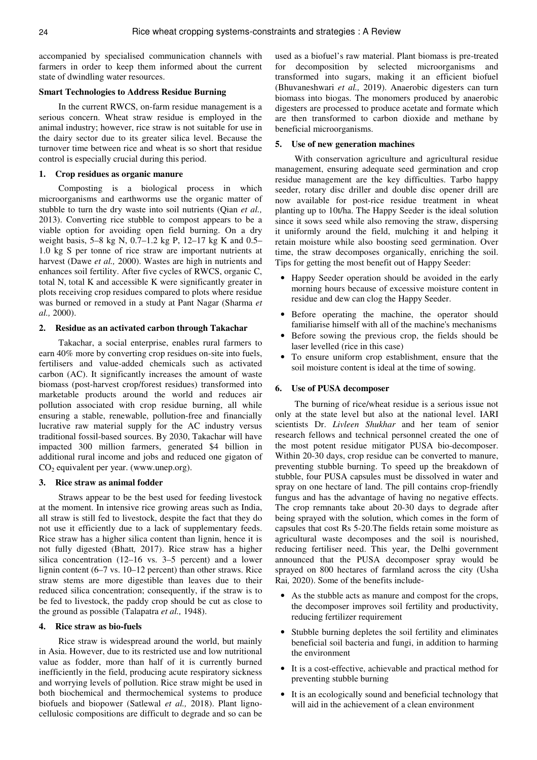accompanied by specialised communication channels with farmers in order to keep them informed about the current state of dwindling water resources.

### Smart Technologies to Address Residue Burning

In the current RWCS, on-farm residue management is a serious concern. Wheat straw residue is employed in the animal industry; however, rice straw is not suitable for use in the dairy sector due to its greater silica level. Because the turnover time between rice and wheat is so short that residue control is especially crucial during this period.

#### 1. Crop residues as organic manure

Composting is a biological process in which microorganisms and earthworms use the organic matter of stubble to turn the dry waste into soil nutrients (Qian *et al.,* 2013). Converting rice stubble to compost appears to be a viable option for avoiding open field burning. On a dry weight basis, 5–8 kg N, 0.7–1.2 kg P, 12–17 kg K and 0.5–1.0 kg S per tonne of rice straw are important nutrients at harvest (Dawe *et al.,* 2000). Wastes are high in nutrients and enhances soil fertility. After five cycles of RWCS, organic C, total N, total K and accessible K were significantly greater in plots receiving crop residues compared to plots where residue was burned or removed in a study at Pant Nagar (Sharma *et al.,* 2000).

#### 2. Residue as an activated carbon through Takachar

Takachar, a social enterprise, enables rural farmers to earn 40% more by converting crop residues on-site into fuels, fertilisers and value-added chemicals such as activated carbon (AC). It significantly increases the amount of waste biomass (post-harvest crop/forest residues) transformed into marketable products around the world and reduces air pollution associated with crop residue burning, all while ensuring a stable, renewable, pollution-free and financially lucrative raw material supply for the AC industry versus traditional fossil-based sources. By 2030, Takachar will have impacted 300 million farmers, generated $4 billion in additional rural income and jobs and reduced one gigaton of $CO_2$ equivalent per year. (www.unep.org).

#### 3. Rice straw as animal fodder

Straws appear to be the best used for feeding livestock at the moment. In intensive rice growing areas such as India, all straw is still fed to livestock, despite the fact that they do not use it efficiently due to a lack of supplementary feeds. Rice straw has a higher silica content than lignin, hence it is not fully digested (Bhatt*,* 2017). Rice straw has a higher silica concentration (12–16 vs. 3–5 percent) and a lower lignin content (6–7 vs. 10–12 percent) than other straws. Rice straw stems are more digestible than leaves due to their reduced silica concentration; consequently, if the straw is to be fed to livestock, the paddy crop should be cut as close to the ground as possible (Talapatra *et al.,* 1948).

#### 4. Rice straw as bio-fuels

Rice straw is widespread around the world, but mainly in Asia. However, due to its restricted use and low nutritional value as fodder, more than half of it is currently burned inefficiently in the field, producing acute respiratory sickness and worrying levels of pollution. Rice straw might be used in both biochemical and thermochemical systems to produce biofuels and biopower (Satlewal *et al.,* 2018). Plant ligno-cellulosic compositions are difficult to degrade and so can be used as a biofuel's raw material. Plant biomass is pre-treated for decomposition by selected microorganisms and transformed into sugars, making it an efficient biofuel (Bhuvaneshwari *et al.,* 2019). Anaerobic digesters can turn biomass into biogas. The monomers produced by anaerobic digesters are processed to produce acetate and formate which are then transformed to carbon dioxide and methane by beneficial microorganisms.

#### 5. Use of new generation machines

With conservation agriculture and agricultural residue management, ensuring adequate seed germination and crop residue management are the key difficulties. Tarbo happy seeder, rotary disc driller and double disc opener drill are now available for post-rice residue treatment in wheat planting up to 10t/ha. The Happy Seeder is the ideal solution since it sows seed while also removing the straw, dispersing it uniformly around the field, mulching it and helping it retain moisture while also boosting seed germination. Over time, the straw decomposes organically, enriching the soil. Tips for getting the most benefit out of Happy Seeder:

- Happy Seeder operation should be avoided in the early morning hours because of excessive moisture content in residue and dew can clog the Happy Seeder.
- Before operating the machine, the operator should familiarise himself with all of the machine's mechanisms
- Before sowing the previous crop, the fields should be laser levelled (rice in this case)
- To ensure uniform crop establishment, ensure that the soil moisture content is ideal at the time of sowing.

#### 6. Use of PUSA decomposer

The burning of rice/wheat residue is a serious issue not only at the state level but also at the national level. IARI scientists Dr. *Livleen Shukhar* and her team of senior research fellows and technical personnel created the one of the most potent residue mitigator PUSA bio-decomposer. Within 20-30 days, crop residue can be converted to manure, preventing stubble burning. To speed up the breakdown of stubble, four PUSA capsules must be dissolved in water and spray on one hectare of land. The pill contains crop-friendly fungus and has the advantage of having no negative effects. The crop remnants take about 20-30 days to degrade after being sprayed with the solution, which comes in the form of capsules that cost Rs 5-20.The fields retain some moisture as agricultural waste decomposes and the soil is nourished, reducing fertiliser need. This year, the Delhi government announced that the PUSA decomposer spray would be sprayed on 800 hectares of farmland across the city (Usha Rai*,* 2020). Some of the benefits include-

- As the stubble acts as manure and compost for the crops, the decomposer improves soil fertility and productivity, reducing fertilizer requirement
- Stubble burning depletes the soil fertility and eliminates beneficial soil bacteria and fungi, in addition to harming the environment
- It is a cost-effective, achievable and practical method for preventing stubble burning
- It is an ecologically sound and beneficial technology that will aid in the achievement of a clean environment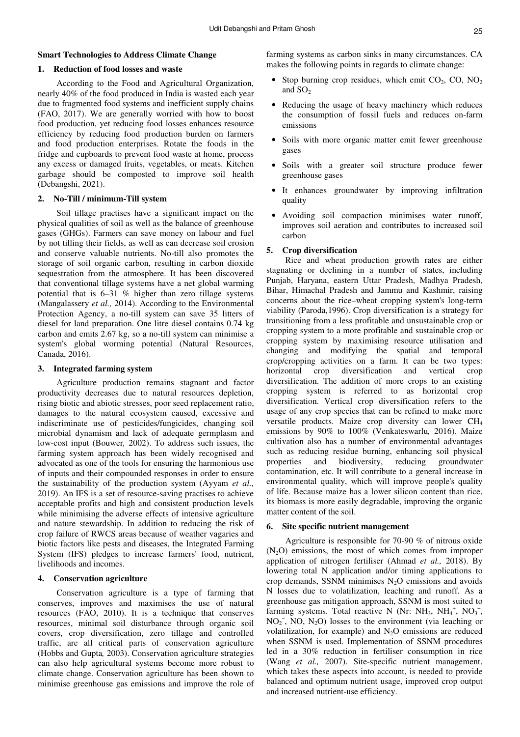## Smart Technologies to Address Climate Change

### 1. Reduction of food losses and waste

According to the Food and Agricultural Organization, nearly 40% of the food produced in India is wasted each year due to fragmented food systems and inefficient supply chains (FAO, 2017). We are generally worried with how to boost food production, yet reducing food losses enhances resource efficiency by reducing food production burden on farmers and food production enterprises. Rotate the foods in the fridge and cupboards to prevent food waste at home, process any excess or damaged fruits, vegetables, or meats. Kitchen garbage should be composted to improve soil health (Debangshi, 2021).

### 2. No-Till / minimum-Till system

Soil tillage practises have a significant impact on the physical qualities of soil as well as the balance of greenhouse gases (GHGs). Farmers can save money on labour and fuel by not tilling their fields, as well as can decrease soil erosion and conserve valuable nutrients. No-till also promotes the storage of soil organic carbon, resulting in carbon dioxide sequestration from the atmosphere. It has been discovered that conventional tillage systems have a net global warming potential that is 6–31 % higher than zero tillage systems (Mangalassery *et al.,* 2014). According to the Environmental Protection Agency, a no-till system can save 35 litters of diesel for land preparation. One litre diesel contains 0.74 kg carbon and emits 2.67 kg, so a no-till system can minimise a system's global worming potential (Natural Resources, Canada, 2016).

### 3. Integrated farming system

Agriculture production remains stagnant and factor productivity decreases due to natural resources depletion, rising biotic and abiotic stresses, poor seed replacement ratio, damages to the natural ecosystem caused, excessive and indiscriminate use of pesticides/fungicides, changing soil microbial dynamism and lack of adequate germplasm and low-cost input (Bouwer*,* 2002). To address such issues, the farming system approach has been widely recognised and advocated as one of the tools for ensuring the harmonious use of inputs and their compounded responses in order to ensure the sustainability of the production system (Ayyam *et al.,* 2019). An IFS is a set of resource-saving practises to achieve acceptable profits and high and consistent production levels while minimising the adverse effects of intensive agriculture and nature stewardship. In addition to reducing the risk of crop failure of RWCS areas because of weather vagaries and biotic factors like pests and diseases, the Integrated Farming System (IFS) pledges to increase farmers' food, nutrient, livelihoods and incomes.

### 4. Conservation agriculture

Conservation agriculture is a type of farming that conserves, improves and maximises the use of natural resources (FAO, 2010). It is a technique that conserves resources, minimal soil disturbance through organic soil covers, crop diversification, zero tillage and controlled traffic, are all critical parts of conservation agriculture (Hobbs and Gupta*,* 2003). Conservation agriculture strategies can also help agricultural systems become more robust to climate change. Conservation agriculture has been shown to minimise greenhouse gas emissions and improve the role of farming systems as carbon sinks in many circumstances. CA makes the following points in regards to climate change:

- Stop burning crop residues, which emit $CO_2$, CO, $NO_2$ and $SO_2$
- Reducing the usage of heavy machinery which reduces the consumption of fossil fuels and reduces on-farm emissions
- Soils with more organic matter emit fewer greenhouse gases
- Soils with a greater soil structure produce fewer greenhouse gases
- It enhances groundwater by improving infiltration quality
- Avoiding soil compaction minimises water runoff, improves soil aeration and contributes to increased soil carbon

### 5. Crop diversification

Rice and wheat production growth rates are either stagnating or declining in a number of states, including Punjab, Haryana, eastern Uttar Pradesh, Madhya Pradesh, Bihar, Himachal Pradesh and Jammu and Kashmir, raising concerns about the rice–wheat cropping system's long-term viability (Paroda*,*1996). Crop diversification is a strategy for transitioning from a less profitable and unsustainable crop or cropping system to a more profitable and sustainable crop or cropping system by maximising resource utilisation and changing and modifying the spatial and temporal crop/cropping activities on a farm. It can be two types: horizontal crop diversification and vertical crop diversification. The addition of more crops to an existing cropping system is referred to as horizontal crop diversification. Vertical crop diversification refers to the usage of any crop species that can be refined to make more versatile products. Maize crop diversity can lower $CH_4$ emissions by 90% to 100% (Venkateswarlu*,* 2016). Maize cultivation also has a number of environmental advantages such as reducing residue burning, enhancing soil physical properties and biodiversity, reducing groundwater contamination, etc. It will contribute to a general increase in environmental quality, which will improve people's quality of life. Because maize has a lower silicon content than rice, its biomass is more easily degradable, improving the organic matter content of the soil.

### 6. Site specific nutrient management

Agriculture is responsible for 70-90 % of nitrous oxide ($N_2O$) emissions, the most of which comes from improper application of nitrogen fertiliser (Ahmad *et al.,* 2018). By lowering total N application and/or timing applications to crop demands, SSNM minimises $N_2O$ emissions and avoids N losses due to volatilization, leaching and runoff. As a greenhouse gas mitigation approach, SSNM is most suited to farming systems. Total reactive N (Nr: $NH_3$, $NH_4^+$, $NO_3^-$, $NO_2^-$, NO, $N_2O$) losses to the environment (via leaching or volatilization, for example) and $N_2O$ emissions are reduced when SSNM is used. Implementation of SSNM procedures led in a 30% reduction in fertiliser consumption in rice (Wang *et al.,* 2007). Site-specific nutrient management, which takes these aspects into account, is needed to provide balanced and optimum nutrient usage, improved crop output and increased nutrient-use efficiency.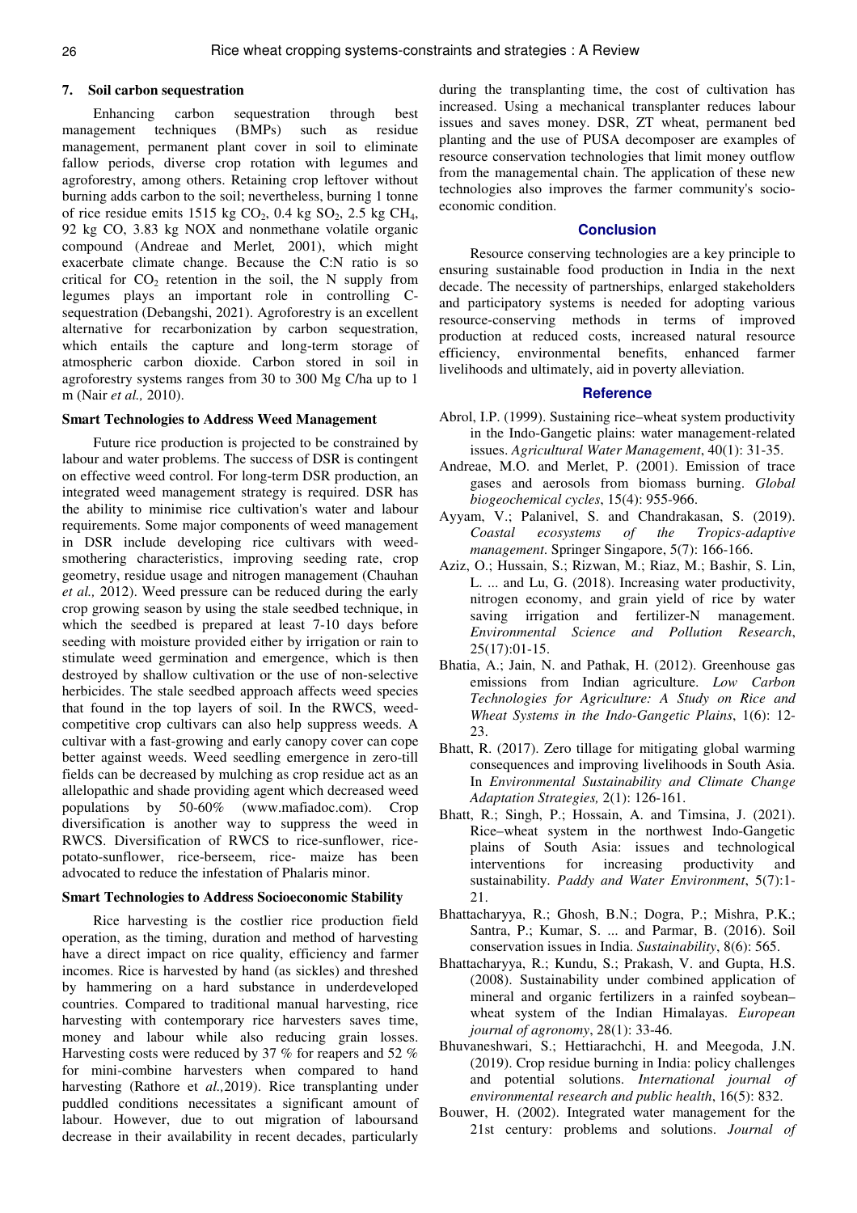## 7. Soil carbon sequestration

Enhancing carbon sequestration through best management techniques (BMPs) such as residue management, permanent plant cover in soil to eliminate fallow periods, diverse crop rotation with legumes and agroforestry, among others. Retaining crop leftover without burning adds carbon to the soil; nevertheless, burning 1 tonne of rice residue emits 1515 kg $CO_2$, 0.4 kg $SO_2$, 2.5 kg $CH_4$, 92 kg CO, 3.83 kg NOX and nonmethane volatile organic compound (Andreae and Merlet*,* 2001), which might exacerbate climate change. Because the C:N ratio is so critical for $CO_2$ retention in the soil, the N supply from legumes plays an important role in controlling C-sequestration (Debangshi, 2021). Agroforestry is an excellent alternative for recarbonization by carbon sequestration, which entails the capture and long-term storage of atmospheric carbon dioxide. Carbon stored in soil in agroforestry systems ranges from 30 to 300 Mg C/ha up to 1 m (Nair *et al.,* 2010).

### Smart Technologies to Address Weed Management

Future rice production is projected to be constrained by labour and water problems. The success of DSR is contingent on effective weed control. For long-term DSR production, an integrated weed management strategy is required. DSR has the ability to minimise rice cultivation's water and labour requirements. Some major components of weed management in DSR include developing rice cultivars with weed-smothering characteristics, improving seeding rate, crop geometry, residue usage and nitrogen management (Chauhan *et al.,* 2012). Weed pressure can be reduced during the early crop growing season by using the stale seedbed technique, in which the seedbed is prepared at least 7-10 days before seeding with moisture provided either by irrigation or rain to stimulate weed germination and emergence, which is then destroyed by shallow cultivation or the use of non-selective herbicides. The stale seedbed approach affects weed species that found in the top layers of soil. In the RWCS, weed-competitive crop cultivars can also help suppress weeds. A cultivar with a fast-growing and early canopy cover can cope better against weeds. Weed seedling emergence in zero-till fields can be decreased by mulching as crop residue act as an allelopathic and shade providing agent which decreased weed populations by 50-60% (www.mafiadoc.com). Crop diversification is another way to suppress the weed in RWCS. Diversification of RWCS to rice-sunflower, rice-potato-sunflower, rice-berseem, rice- maize has been advocated to reduce the infestation of Phalaris minor.

### Smart Technologies to Address Socioeconomic Stability

Rice harvesting is the costlier rice production field operation, as the timing, duration and method of harvesting have a direct impact on rice quality, efficiency and farmer incomes. Rice is harvested by hand (as sickles) and threshed by hammering on a hard substance in underdeveloped countries. Compared to traditional manual harvesting, rice harvesting with contemporary rice harvesters saves time, money and labour while also reducing grain losses. Harvesting costs were reduced by 37 % for reapers and 52 % for mini-combine harvesters when compared to hand harvesting (Rathore et *al.,*2019). Rice transplanting under puddled conditions necessitates a significant amount of labour. However, due to out migration of laboursand decrease in their availability in recent decades, particularly during the transplanting time, the cost of cultivation has increased. Using a mechanical transplanter reduces labour issues and saves money. DSR, ZT wheat, permanent bed planting and the use of PUSA decomposer are examples of resource conservation technologies that limit money outflow from the managemental chain. The application of these new technologies also improves the farmer community's socio-economic condition.

## Conclusion

Resource conserving technologies are a key principle to ensuring sustainable food production in India in the next decade. The necessity of partnerships, enlarged stakeholders and participatory systems is needed for adopting various resource-conserving methods in terms of improved production at reduced costs, increased natural resource efficiency, environmental benefits, enhanced farmer livelihoods and ultimately, aid in poverty alleviation.

## Reference

Abrol, I.P. (1999). Sustaining rice–wheat system productivity in the Indo-Gangetic plains: water management-related issues. *Agricultural Water Management*, 40(1): 31-35.

Andreae, M.O. and Merlet, P. (2001). Emission of trace gases and aerosols from biomass burning. *Global biogeochemical cycles*, 15(4): 955-966.

Ayyam, V.; Palanivel, S. and Chandrakasan, S. (2019). *Coastal ecosystems of the Tropics-adaptive management*. Springer Singapore, 5(7): 166-166.

Aziz, O.; Hussain, S.; Rizwan, M.; Riaz, M.; Bashir, S. Lin, L. ... and Lu, G. (2018). Increasing water productivity, nitrogen economy, and grain yield of rice by water saving irrigation and fertilizer-N management. *Environmental Science and Pollution Research*, 25(17):01-15.

Bhatia, A.; Jain, N. and Pathak, H. (2012). Greenhouse gas emissions from Indian agriculture. *Low Carbon Technologies for Agriculture: A Study on Rice and Wheat Systems in the Indo-Gangetic Plains*, 1(6): 12-23.

Bhatt, R. (2017). Zero tillage for mitigating global warming consequences and improving livelihoods in South Asia. In *Environmental Sustainability and Climate Change Adaptation Strategies,* 2(1): 126-161.

Bhatt, R.; Singh, P.; Hossain, A. and Timsina, J. (2021). Rice–wheat system in the northwest Indo-Gangetic plains of South Asia: issues and technological interventions for increasing productivity and sustainability. *Paddy and Water Environment*, 5(7):1-21.

Bhattacharyya, R.; Ghosh, B.N.; Dogra, P.; Mishra, P.K.; Santra, P.; Kumar, S. ... and Parmar, B. (2016). Soil conservation issues in India. *Sustainability*, 8(6): 565.

Bhattacharyya, R.; Kundu, S.; Prakash, V. and Gupta, H.S. (2008). Sustainability under combined application of mineral and organic fertilizers in a rainfed soybean–wheat system of the Indian Himalayas. *European journal of agronomy*, 28(1): 33-46.

Bhuvaneshwari, S.; Hettiarachchi, H. and Meegoda, J.N. (2019). Crop residue burning in India: policy challenges and potential solutions. *International journal of environmental research and public health*, 16(5): 832.

Bouwer, H. (2002). Integrated water management for the 21st century: problems and solutions. *Journal of*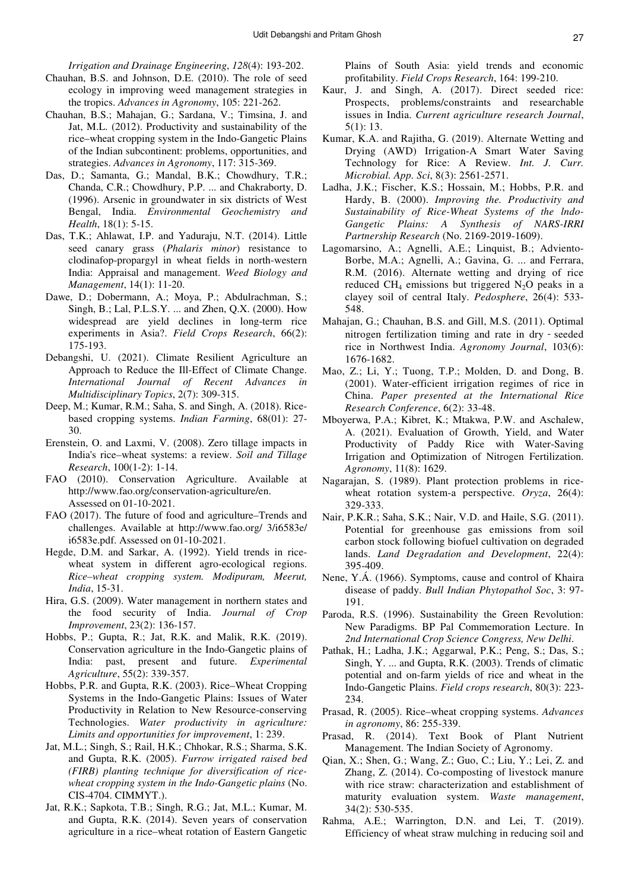*Irrigation and Drainage Engineering*, *128*(4): 193-202.

Chauhan, B.S. and Johnson, D.E. (2010). The role of seed ecology in improving weed management strategies in the tropics. *Advances in Agronomy*, 105: 221-262.

Chauhan, B.S.; Mahajan, G.; Sardana, V.; Timsina, J. and Jat, M.L. (2012). Productivity and sustainability of the rice–wheat cropping system in the Indo-Gangetic Plains of the Indian subcontinent: problems, opportunities, and strategies. *Advances in Agronomy*, 117: 315-369.

Das, D.; Samanta, G.; Mandal, B.K.; Chowdhury, T.R.; Chanda, C.R.; Chowdhury, P.P. ... and Chakraborty, D. (1996). Arsenic in groundwater in six districts of West Bengal, India. *Environmental Geochemistry and Health*, 18(1): 5-15.

Das, T.K.; Ahlawat, I.P. and Yaduraju, N.T. (2014). Little seed canary grass (*Phalaris minor*) resistance to clodinafop-propargyl in wheat fields in north-western India: Appraisal and management. *Weed Biology and Management*, 14(1): 11-20.

Dawe, D.; Dobermann, A.; Moya, P.; Abdulrachman, S.; Singh, B.; Lal, P.L.S.Y. ... and Zhen, Q.X. (2000). How widespread are yield declines in long-term rice experiments in Asia?. *Field Crops Research*, 66(2): 175-193.

Debangshi, U. (2021). Climate Resilient Agriculture an Approach to Reduce the Ill-Effect of Climate Change. *International Journal of Recent Advances in Multidisciplinary Topics*, 2(7): 309-315.

Deep, M.; Kumar, R.M.; Saha, S. and Singh, A. (2018). Rice-based cropping systems. *Indian Farming*, 68(01): 27-30.

Erenstein, O. and Laxmi, V. (2008). Zero tillage impacts in India's rice–wheat systems: a review. *Soil and Tillage Research*, 100(1-2): 1-14.

FAO (2010). Conservation Agriculture. Available at http://www.fao.org/conservation-agriculture/en. Assessed on 01-10-2021.

FAO (2017). The future of food and agriculture–Trends and challenges. Available at http://www.fao.org/ 3/i6583e/ i6583e.pdf. Assessed on 01-10-2021.

Hegde, D.M. and Sarkar, A. (1992). Yield trends in rice-wheat system in different agro-ecological regions. *Rice–wheat cropping system. Modipuram, Meerut, India*, 15-31.

Hira, G.S. (2009). Water management in northern states and the food security of India. *Journal of Crop Improvement*, 23(2): 136-157.

Hobbs, P.; Gupta, R.; Jat, R.K. and Malik, R.K. (2019). Conservation agriculture in the Indo-Gangetic plains of India: past, present and future. *Experimental Agriculture*, 55(2): 339-357.

Hobbs, P.R. and Gupta, R.K. (2003). Rice–Wheat Cropping Systems in the Indo-Gangetic Plains: Issues of Water Productivity in Relation to New Resource-conserving Technologies. *Water productivity in agriculture: Limits and opportunities for improvement*, 1: 239.

Jat, M.L.; Singh, S.; Rail, H.K.; Chhokar, R.S.; Sharma, S.K. and Gupta, R.K. (2005). *Furrow irrigated raised bed (FIRB) planting technique for diversification of rice-wheat cropping system in the Indo-Gangetic plains* (No. CIS-4704. CIMMYT.).

Jat, R.K.; Sapkota, T.B.; Singh, R.G.; Jat, M.L.; Kumar, M. and Gupta, R.K. (2014). Seven years of conservation agriculture in a rice–wheat rotation of Eastern Gangetic Plains of South Asia: yield trends and economic profitability. *Field Crops Research*, 164: 199-210.

Kaur, J. and Singh, A. (2017). Direct seeded rice: Prospects, problems/constraints and researchable issues in India. *Current agriculture research Journal*, 5(1): 13.

Kumar, K.A. and Rajitha, G. (2019). Alternate Wetting and Drying (AWD) Irrigation-A Smart Water Saving Technology for Rice: A Review. *Int. J. Curr. Microbial. App. Sci*, 8(3): 2561-2571.

Ladha, J.K.; Fischer, K.S.; Hossain, M.; Hobbs, P.R. and Hardy, B. (2000). *Improving the. Productivity and Sustainability of Rice-Wheat Systems of the lndo-Gangetic Plains: A Synthesis of NARS-IRRI Partnership Research* (No. 2169-2019-1609).

Lagomarsino, A.; Agnelli, A.E.; Linquist, B.; Adviento-Borbe, M.A.; Agnelli, A.; Gavina, G. ... and Ferrara, R.M. (2016). Alternate wetting and drying of rice reduced $CH_4$ emissions but triggered $N_2O$ peaks in a clayey soil of central Italy. *Pedosphere*, 26(4): 533-548.

Mahajan, G.; Chauhan, B.S. and Gill, M.S. (2011). Optimal nitrogen fertilization timing and rate in dry‐seeded rice in Northwest India. *Agronomy Journal*, 103(6): 1676-1682.

Mao, Z.; Li, Y.; Tuong, T.P.; Molden, D. and Dong, B. (2001). Water-efficient irrigation regimes of rice in China. *Paper presented at the International Rice Research Conference*, 6(2): 33-48.

Mboyerwa, P.A.; Kibret, K.; Mtakwa, P.W. and Aschalew, A. (2021). Evaluation of Growth, Yield, and Water Productivity of Paddy Rice with Water-Saving Irrigation and Optimization of Nitrogen Fertilization. *Agronomy*, 11(8): 1629.

Nagarajan, S. (1989). Plant protection problems in rice-wheat rotation system-a perspective. *Oryza*, 26(4): 329-333.

Nair, P.K.R.; Saha, S.K.; Nair, V.D. and Haile, S.G. (2011). Potential for greenhouse gas emissions from soil carbon stock following biofuel cultivation on degraded lands. *Land Degradation and Development*, 22(4): 395-409.

Nene, Y.Á. (1966). Symptoms, cause and control of Khaira disease of paddy. *Bull Indian Phytopathol Soc*, 3: 97-191.

Paroda, R.S. (1996). Sustainability the Green Revolution: New Paradigms. BP Pal Commemoration Lecture. In *2nd International Crop Science Congress, New Delhi*.

Pathak, H.; Ladha, J.K.; Aggarwal, P.K.; Peng, S.; Das, S.; Singh, Y. ... and Gupta, R.K. (2003). Trends of climatic potential and on-farm yields of rice and wheat in the Indo-Gangetic Plains. *Field crops research*, 80(3): 223-234.

Prasad, R. (2005). Rice–wheat cropping systems. *Advances in agronomy*, 86: 255-339.

Prasad, R. (2014). Text Book of Plant Nutrient Management. The Indian Society of Agronomy.

Qian, X.; Shen, G.; Wang, Z.; Guo, C.; Liu, Y.; Lei, Z. and Zhang, Z. (2014). Co-composting of livestock manure with rice straw: characterization and establishment of maturity evaluation system. *Waste management*, 34(2): 530-535.

Rahma, A.E.; Warrington, D.N. and Lei, T. (2019). Efficiency of wheat straw mulching in reducing soil and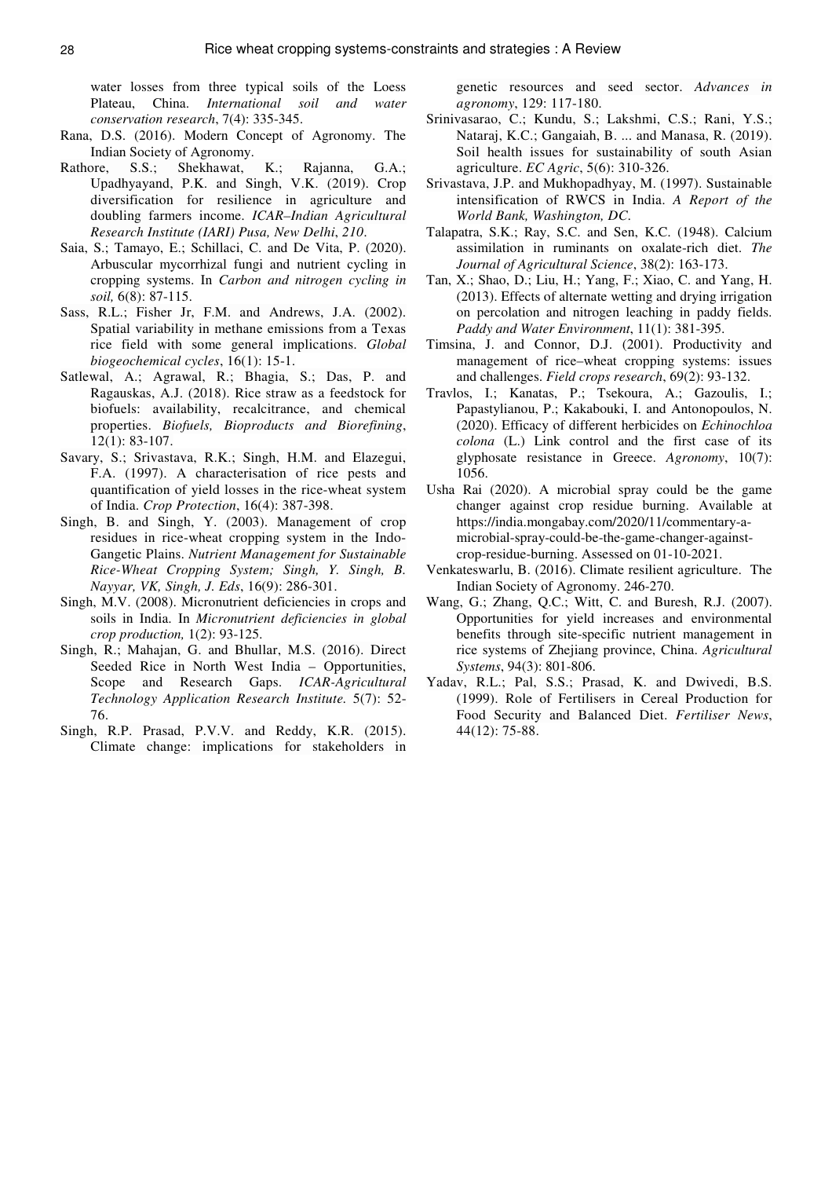water losses from three typical soils of the Loess Plateau, China. *International soil and water conservation research*, 7(4): 335-345.

Rana, D.S. (2016). Modern Concept of Agronomy. The Indian Society of Agronomy.

Rathore, S.S.; Shekhawat, K.; Rajanna, G.A.; Upadhyayand, P.K. and Singh, V.K. (2019). Crop diversification for resilience in agriculture and doubling farmers income. *ICAR–Indian Agricultural Research Institute (IARI) Pusa, New Delhi*, *210*.

Saia, S.; Tamayo, E.; Schillaci, C. and De Vita, P. (2020). Arbuscular mycorrhizal fungi and nutrient cycling in cropping systems. In *Carbon and nitrogen cycling in soil,* 6(8): 87-115.

Sass, R.L.; Fisher Jr, F.M. and Andrews, J.A. (2002). Spatial variability in methane emissions from a Texas rice field with some general implications. *Global biogeochemical cycles*, 16(1): 15-1.

Satlewal, A.; Agrawal, R.; Bhagia, S.; Das, P. and Ragauskas, A.J. (2018). Rice straw as a feedstock for biofuels: availability, recalcitrance, and chemical properties. *Biofuels, Bioproducts and Biorefining*, 12(1): 83-107.

Savary, S.; Srivastava, R.K.; Singh, H.M. and Elazegui, F.A. (1997). A characterisation of rice pests and quantification of yield losses in the rice-wheat system of India. *Crop Protection*, 16(4): 387-398.

Singh, B. and Singh, Y. (2003). Management of crop residues in rice-wheat cropping system in the Indo-Gangetic Plains. *Nutrient Management for Sustainable Rice-Wheat Cropping System; Singh, Y. Singh, B. Nayyar, VK, Singh, J. Eds*, 16(9): 286-301.

Singh, M.V. (2008). Micronutrient deficiencies in crops and soils in India. In *Micronutrient deficiencies in global crop production,* 1(2): 93-125.

Singh, R.; Mahajan, G. and Bhullar, M.S. (2016). Direct Seeded Rice in North West India – Opportunities, Scope and Research Gaps. *ICAR-Agricultural Technology Application Research Institute.* 5(7): 52-76.

Singh, R.P. Prasad, P.V.V. and Reddy, K.R. (2015). Climate change: implications for stakeholders in genetic resources and seed sector. *Advances in agronomy*, 129: 117-180.

Srinivasarao, C.; Kundu, S.; Lakshmi, C.S.; Rani, Y.S.; Nataraj, K.C.; Gangaiah, B. ... and Manasa, R. (2019). Soil health issues for sustainability of south Asian agriculture. *EC Agric*, 5(6): 310-326.

Srivastava, J.P. and Mukhopadhyay, M. (1997). Sustainable intensification of RWCS in India. *A Report of the World Bank, Washington, DC.*

Talapatra, S.K.; Ray, S.C. and Sen, K.C. (1948). Calcium assimilation in ruminants on oxalate-rich diet. *The Journal of Agricultural Science*, 38(2): 163-173.

Tan, X.; Shao, D.; Liu, H.; Yang, F.; Xiao, C. and Yang, H. (2013). Effects of alternate wetting and drying irrigation on percolation and nitrogen leaching in paddy fields. *Paddy and Water Environment*, 11(1): 381-395.

Timsina, J. and Connor, D.J. (2001). Productivity and management of rice–wheat cropping systems: issues and challenges. *Field crops research*, 69(2): 93-132.

Travlos, I.; Kanatas, P.; Tsekoura, A.; Gazoulis, I.; Papastylianou, P.; Kakabouki, I. and Antonopoulos, N. (2020). Efficacy of different herbicides on *Echinochloa colona* (L.) Link control and the first case of its glyphosate resistance in Greece. *Agronomy*, 10(7): 1056.

Usha Rai (2020). A microbial spray could be the game changer against crop residue burning. Available at https://india.mongabay.com/2020/11/commentary-a-microbial-spray-could-be-the-game-changer-against-crop-residue-burning. Assessed on 01-10-2021.

Venkateswarlu, B. (2016). Climate resilient agriculture. The Indian Society of Agronomy. 246-270.

Wang, G.; Zhang, Q.C.; Witt, C. and Buresh, R.J. (2007). Opportunities for yield increases and environmental benefits through site-specific nutrient management in rice systems of Zhejiang province, China. *Agricultural Systems*, 94(3): 801-806.

Yadav, R.L.; Pal, S.S.; Prasad, K. and Dwivedi, B.S. (1999). Role of Fertilisers in Cereal Production for Food Security and Balanced Diet. *Fertiliser News*, 44(12): 75-88.